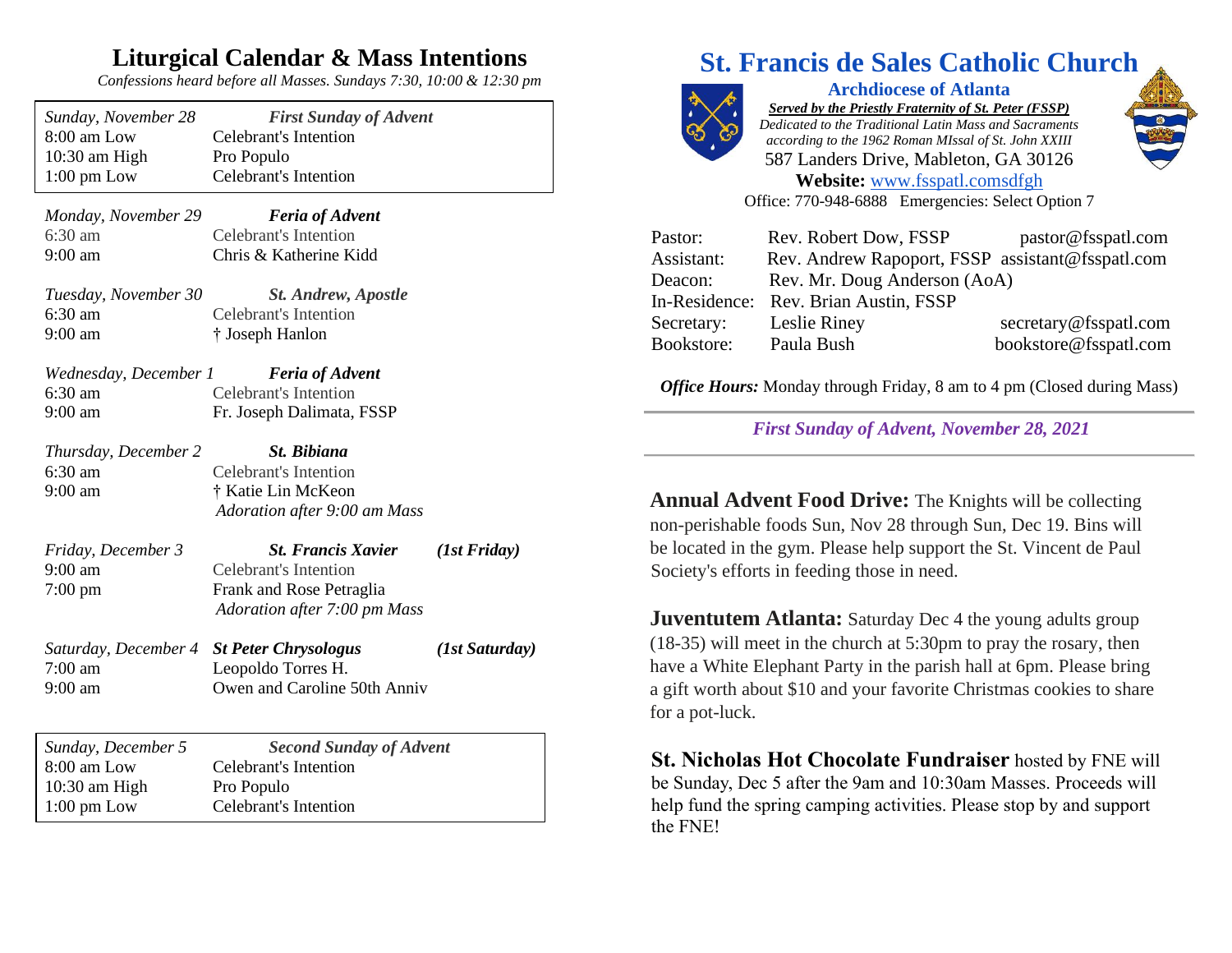# Liturgical Calendar & Mass Intentions

*Confessions heard before all Masses. Sundays 7:30, 10:00 & 12:30 pm*

| *Sunday, November 28* | ***First Sunday of Advent*** | |
|---|---|---|
| 8:00 am Low | Celebrant's Intention | |
| 10:30 am High | Pro Populo | |
| 1:00 pm Low | Celebrant's Intention | |
| *Monday, November 29* | ***Feria of Advent*** | |
| 6:30 am | Celebrant's Intention | |
| 9:00 am | Chris & Katherine Kidd | |
| *Tuesday, November 30* | ***St. Andrew, Apostle*** | |
| 6:30 am | Celebrant's Intention | |
| 9:00 am | † Joseph Hanlon | |
| *Wednesday, December 1* | ***Feria of Advent*** | |
| 6:30 am | Celebrant's Intention | |
| 9:00 am | Fr. Joseph Dalimata, FSSP | |
| *Thursday, December 2* | ***St. Bibiana*** | |
| 6:30 am | Celebrant's Intention | |
| 9:00 am | † Katie Lin McKeon | |
| | *Adoration after 9:00 am Mass* | |
| *Friday, December 3* | ***St. Francis Xavier*** | ***(1st Friday)*** |
| 9:00 am | Celebrant's Intention | |
| 7:00 pm | Frank and Rose Petraglia | |
| | *Adoration after 7:00 pm Mass* | |
| *Saturday, December 4* | ***St Peter Chrysologus*** | ***(1st Saturday)*** |
| 7:00 am | Leopoldo Torres H. | |
| 9:00 am | Owen and Caroline 50th Anniv | |
| *Sunday, December 5* | ***Second Sunday of Advent*** | |
| 8:00 am Low | Celebrant's Intention | |
| 10:30 am High | Pro Populo | |
| 1:00 pm Low | Celebrant's Intention | |

# St. Francis de Sales Catholic Church

**Archdiocese of Atlanta**

***Served by the Priestly Fraternity of St. Peter (FSSP)***

*Dedicated to the Traditional Latin Mass and Sacraments according to the 1962 Roman MIssal of St. John XXIII*

587 Landers Drive, Mableton, GA 30126

**Website:** www.fsspatl.comsdfgh

Office: 770-948-6888 Emergencies: Select Option 7

| | | |
|---|---|---|
| Pastor: | Rev. Robert Dow, FSSP | pastor@fsspatl.com |
| Assistant: | Rev. Andrew Rapoport, FSSP | assistant@fsspatl.com |
| Deacon: | Rev. Mr. Doug Anderson (AoA) | |
| In-Residence: | Rev. Brian Austin, FSSP | |
| Secretary: | Leslie Riney | secretary@fsspatl.com |
| Bookstore: | Paula Bush | bookstore@fsspatl.com |

***Office Hours:*** Monday through Friday, 8 am to 4 pm (Closed during Mass)

***First Sunday of Advent, November 28, 2021***

**Annual Advent Food Drive:** The Knights will be collecting non-perishable foods Sun, Nov 28 through Sun, Dec 19. Bins will be located in the gym. Please help support the St. Vincent de Paul Society's efforts in feeding those in need.

**Juventutem Atlanta:** Saturday Dec 4 the young adults group (18-35) will meet in the church at 5:30pm to pray the rosary, then have a White Elephant Party in the parish hall at 6pm. Please bring a gift worth about $10 and your favorite Christmas cookies to share for a pot-luck.

**St. Nicholas Hot Chocolate Fundraiser** hosted by FNE will be Sunday, Dec 5 after the 9am and 10:30am Masses. Proceeds will help fund the spring camping activities. Please stop by and support the FNE!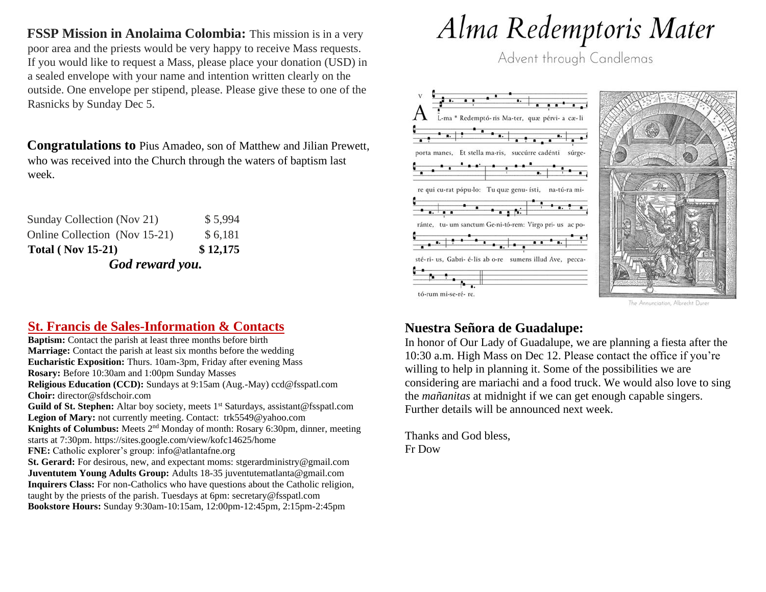**FSSP Mission in Anolaima Colombia:** This mission is in a very poor area and the priests would be very happy to receive Mass requests. If you would like to request a Mass, please place your donation (USD) in a sealed envelope with your name and intention written clearly on the outside. One envelope per stipend, please. Please give these to one of the Rasnicks by Sunday Dec 5.

**Congratulations to** Pius Amadeo, son of Matthew and Jilian Prewett, who was received into the Church through the waters of baptism last week.

| | |
|---|---|
| Sunday Collection (Nov 21) | $ 5,994 |
| Online Collection (Nov 15-21) | $ 6,181 |
| **Total ( Nov 15-21)** | **$ 12,175** |

***God reward you.***

## St. Francis de Sales-Information & Contacts

**Baptism:** Contact the parish at least three months before birth
**Marriage:** Contact the parish at least six months before the wedding
**Eucharistic Exposition:** Thurs. 10am-3pm, Friday after evening Mass
**Rosary:** Before 10:30am and 1:00pm Sunday Masses
**Religious Education (CCD):** Sundays at 9:15am (Aug.-May) ccd@fsspatl.com
**Choir:** director@sfdschoir.com
**Guild of St. Stephen:** Altar boy society, meets 1st Saturdays, assistant@fsspatl.com
**Legion of Mary:** not currently meeting. Contact: trk5549@yahoo.com
**Knights of Columbus:** Meets 2nd Monday of month: Rosary 6:30pm, dinner, meeting starts at 7:30pm. https://sites.google.com/view/kofc14625/home
**FNE:** Catholic explorer's group: info@atlantafne.org
**St. Gerard:** For desirous, new, and expectant moms: stgerardministry@gmail.com
**Juventutem Young Adults Group:** Adults 18-35 juventutematlanta@gmail.com
**Inquirers Class:** For non-Catholics who have questions about the Catholic religion, taught by the priests of the parish. Tuesdays at 6pm: secretary@fsspatl.com
**Bookstore Hours:** Sunday 9:30am-10:15am, 12:00pm-12:45pm, 2:15pm-2:45pm

# Alma Redemptoris Mater

Advent through Candlemas

Alma Redemptóris Mater, quæ pérvia cæli porta manes, Et stella maris, succúrre cadénti súrgere qui curat pópulo: Tu quæ genuísti, natúra miránte, tuum sanctum Genitórem: Virgo prius ac postérius, Gabriélis ab ore sumens illud Ave, peccatórum miserére.

The Annunciation, Albrecht Durer

## Nuestra Señora de Guadalupe:

In honor of Our Lady of Guadalupe, we are planning a fiesta after the 10:30 a.m. High Mass on Dec 12. Please contact the office if you're willing to help in planning it. Some of the possibilities we are considering are mariachi and a food truck. We would also love to sing the *mañanitas* at midnight if we can get enough capable singers. Further details will be announced next week.

Thanks and God bless,
Fr Dow